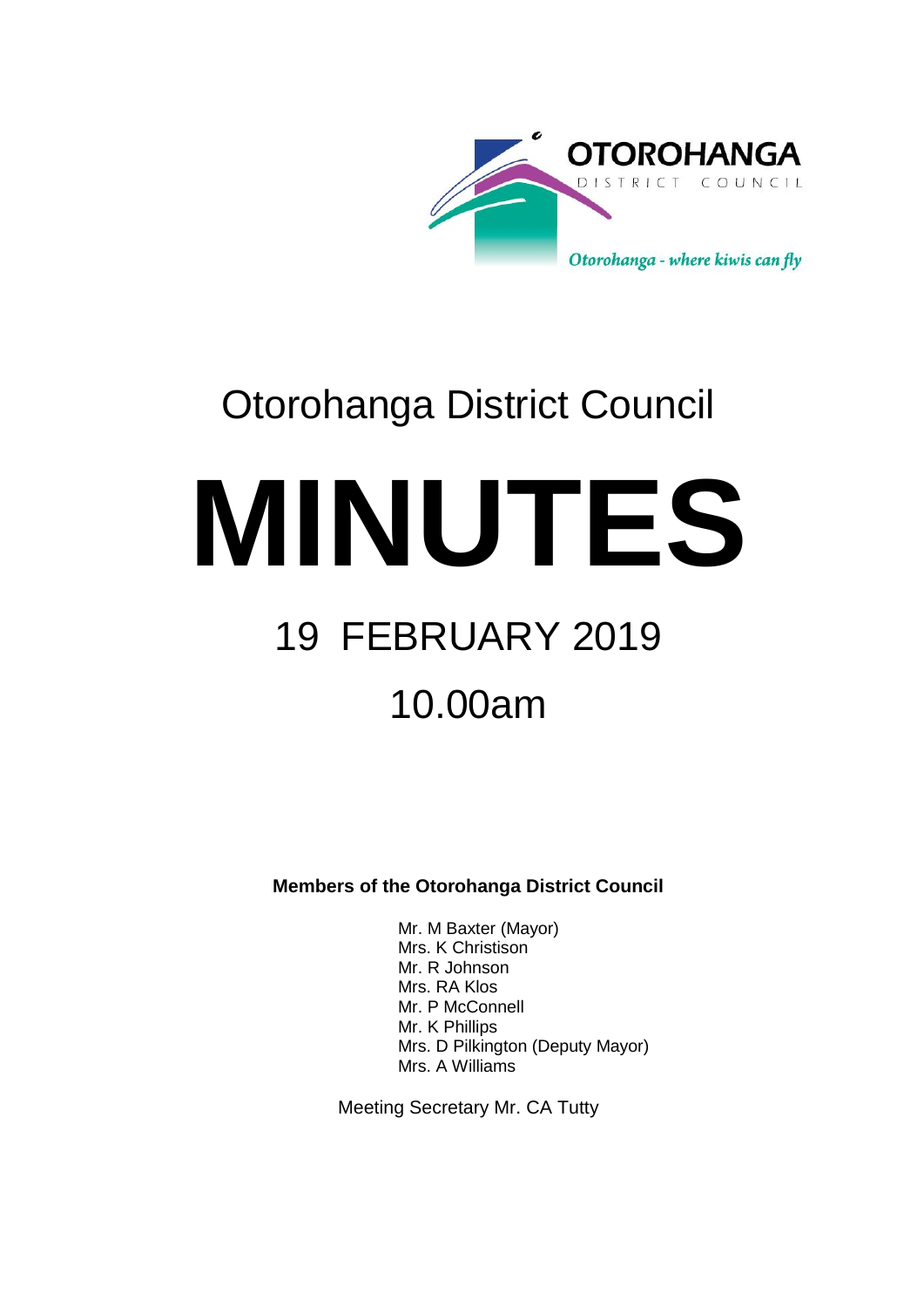OTOROHANGA
DISTRICT COUNCIL

*Otorohanga - where kiwis can fly*

# Otorohanga District Council

# MINUTES

## 19 FEBRUARY 2019

## 10.00am

**Members of the Otorohanga District Council**

Mr. M Baxter (Mayor)
Mrs. K Christison
Mr. R Johnson
Mrs. RA Klos
Mr. P McConnell
Mr. K Phillips
Mrs. D Pilkington (Deputy Mayor)
Mrs. A Williams

Meeting Secretary Mr. CA Tutty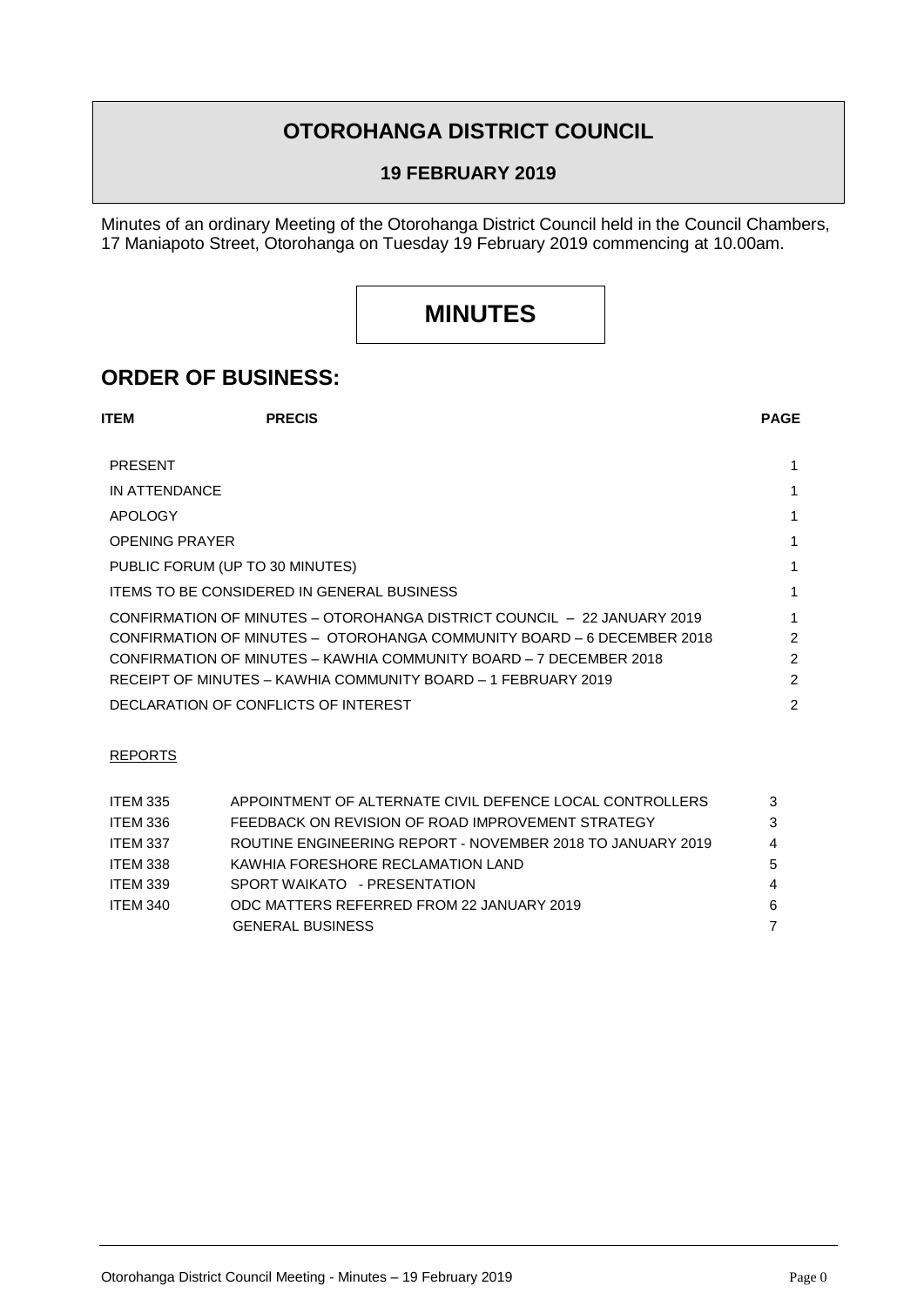# OTOROHANGA DISTRICT COUNCIL

## 19 FEBRUARY 2019

Minutes of an ordinary Meeting of the Otorohanga District Council held in the Council Chambers, 17 Maniapoto Street, Otorohanga on Tuesday 19 February 2019 commencing at 10.00am.

# MINUTES

## ORDER OF BUSINESS:

| ITEM | PRECIS | PAGE |
|---|---|---|
| PRESENT | | 1 |
| IN ATTENDANCE | | 1 |
| APOLOGY | | 1 |
| OPENING PRAYER | | 1 |
| PUBLIC FORUM (UP TO 30 MINUTES) | | 1 |
| ITEMS TO BE CONSIDERED IN GENERAL BUSINESS | | 1 |
| CONFIRMATION OF MINUTES – OTOROHANGA DISTRICT COUNCIL – 22 JANUARY 2019 | | 1 |
| CONFIRMATION OF MINUTES – OTOROHANGA COMMUNITY BOARD – 6 DECEMBER 2018 | | 2 |
| CONFIRMATION OF MINUTES – KAWHIA COMMUNITY BOARD – 7 DECEMBER 2018 | | 2 |
| RECEIPT OF MINUTES – KAWHIA COMMUNITY BOARD – 1 FEBRUARY 2019 | | 2 |
| DECLARATION OF CONFLICTS OF INTEREST | | 2 |

REPORTS

| ITEM | PRECIS | PAGE |
|---|---|---|
| ITEM 335 | APPOINTMENT OF ALTERNATE CIVIL DEFENCE LOCAL CONTROLLERS | 3 |
| ITEM 336 | FEEDBACK ON REVISION OF ROAD IMPROVEMENT STRATEGY | 3 |
| ITEM 337 | ROUTINE ENGINEERING REPORT - NOVEMBER 2018 TO JANUARY 2019 | 4 |
| ITEM 338 | KAWHIA FORESHORE RECLAMATION LAND | 5 |
| ITEM 339 | SPORT WAIKATO - PRESENTATION | 4 |
| ITEM 340 | ODC MATTERS REFERRED FROM 22 JANUARY 2019 | 6 |
| | GENERAL BUSINESS | 7 |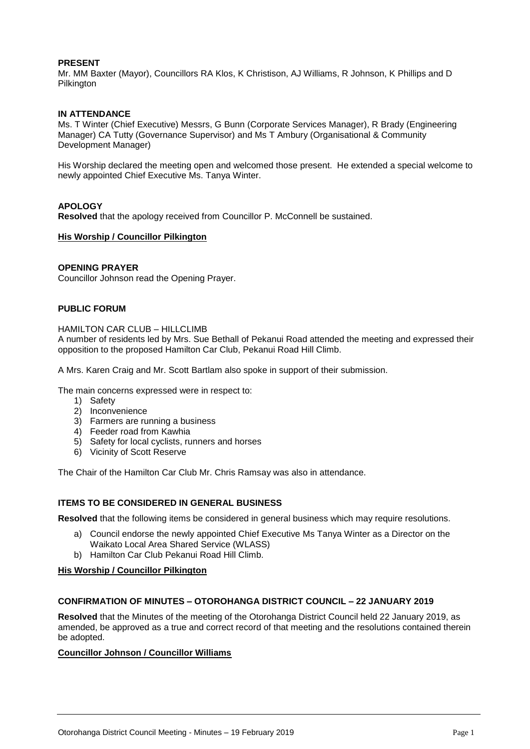**PRESENT**
Mr. MM Baxter (Mayor), Councillors RA Klos, K Christison, AJ Williams, R Johnson, K Phillips and D Pilkington

**IN ATTENDANCE**
Ms. T Winter (Chief Executive) Messrs, G Bunn (Corporate Services Manager), R Brady (Engineering Manager) CA Tutty (Governance Supervisor) and Ms T Ambury (Organisational & Community Development Manager)

His Worship declared the meeting open and welcomed those present. He extended a special welcome to newly appointed Chief Executive Ms. Tanya Winter.

**APOLOGY**
**Resolved** that the apology received from Councillor P. McConnell be sustained.

**His Worship / Councillor Pilkington**

**OPENING PRAYER**
Councillor Johnson read the Opening Prayer.

**PUBLIC FORUM**

HAMILTON CAR CLUB – HILLCLIMB
A number of residents led by Mrs. Sue Bethall of Pekanui Road attended the meeting and expressed their opposition to the proposed Hamilton Car Club, Pekanui Road Hill Climb.

A Mrs. Karen Craig and Mr. Scott Bartlam also spoke in support of their submission.

The main concerns expressed were in respect to:

1) Safety
2) Inconvenience
3) Farmers are running a business
4) Feeder road from Kawhia
5) Safety for local cyclists, runners and horses
6) Vicinity of Scott Reserve

The Chair of the Hamilton Car Club Mr. Chris Ramsay was also in attendance.

**ITEMS TO BE CONSIDERED IN GENERAL BUSINESS**

**Resolved** that the following items be considered in general business which may require resolutions.

a) Council endorse the newly appointed Chief Executive Ms Tanya Winter as a Director on the Waikato Local Area Shared Service (WLASS)
b) Hamilton Car Club Pekanui Road Hill Climb.

**His Worship / Councillor Pilkington**

**CONFIRMATION OF MINUTES – OTOROHANGA DISTRICT COUNCIL – 22 JANUARY 2019**

**Resolved** that the Minutes of the meeting of the Otorohanga District Council held 22 January 2019, as amended, be approved as a true and correct record of that meeting and the resolutions contained therein be adopted.

**Councillor Johnson / Councillor Williams**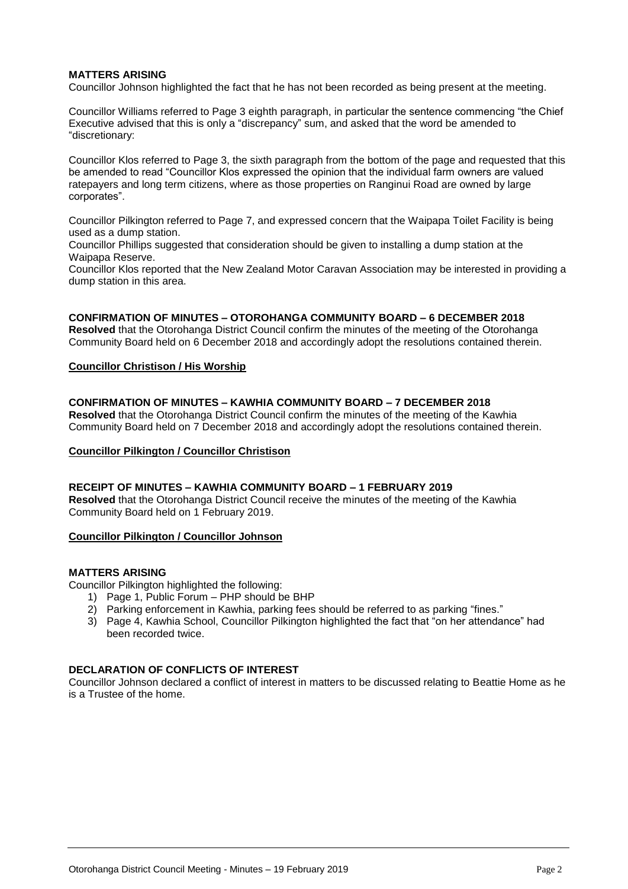**MATTERS ARISING**

Councillor Johnson highlighted the fact that he has not been recorded as being present at the meeting.

Councillor Williams referred to Page 3 eighth paragraph, in particular the sentence commencing "the Chief Executive advised that this is only a "discrepancy" sum, and asked that the word be amended to "discretionary:

Councillor Klos referred to Page 3, the sixth paragraph from the bottom of the page and requested that this be amended to read "Councillor Klos expressed the opinion that the individual farm owners are valued ratepayers and long term citizens, where as those properties on Ranginui Road are owned by large corporates".

Councillor Pilkington referred to Page 7, and expressed concern that the Waipapa Toilet Facility is being used as a dump station.

Councillor Phillips suggested that consideration should be given to installing a dump station at the Waipapa Reserve.

Councillor Klos reported that the New Zealand Motor Caravan Association may be interested in providing a dump station in this area.

**CONFIRMATION OF MINUTES – OTOROHANGA COMMUNITY BOARD – 6 DECEMBER 2018**

**Resolved** that the Otorohanga District Council confirm the minutes of the meeting of the Otorohanga Community Board held on 6 December 2018 and accordingly adopt the resolutions contained therein.

**Councillor Christison / His Worship**

**CONFIRMATION OF MINUTES – KAWHIA COMMUNITY BOARD – 7 DECEMBER 2018**

**Resolved** that the Otorohanga District Council confirm the minutes of the meeting of the Kawhia Community Board held on 7 December 2018 and accordingly adopt the resolutions contained therein.

**Councillor Pilkington / Councillor Christison**

**RECEIPT OF MINUTES – KAWHIA COMMUNITY BOARD – 1 FEBRUARY 2019**

**Resolved** that the Otorohanga District Council receive the minutes of the meeting of the Kawhia Community Board held on 1 February 2019.

**Councillor Pilkington / Councillor Johnson**

**MATTERS ARISING**

Councillor Pilkington highlighted the following:

1) Page 1, Public Forum – PHP should be BHP
2) Parking enforcement in Kawhia, parking fees should be referred to as parking "fines."
3) Page 4, Kawhia School, Councillor Pilkington highlighted the fact that "on her attendance" had been recorded twice.

**DECLARATION OF CONFLICTS OF INTEREST**

Councillor Johnson declared a conflict of interest in matters to be discussed relating to Beattie Home as he is a Trustee of the home.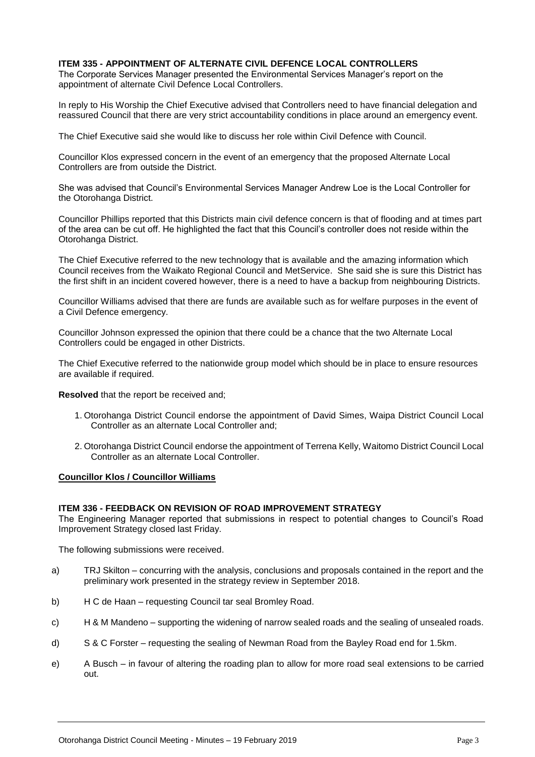**ITEM 335 - APPOINTMENT OF ALTERNATE CIVIL DEFENCE LOCAL CONTROLLERS**

The Corporate Services Manager presented the Environmental Services Manager's report on the appointment of alternate Civil Defence Local Controllers.

In reply to His Worship the Chief Executive advised that Controllers need to have financial delegation and reassured Council that there are very strict accountability conditions in place around an emergency event.

The Chief Executive said she would like to discuss her role within Civil Defence with Council.

Councillor Klos expressed concern in the event of an emergency that the proposed Alternate Local Controllers are from outside the District.

She was advised that Council's Environmental Services Manager Andrew Loe is the Local Controller for the Otorohanga District.

Councillor Phillips reported that this Districts main civil defence concern is that of flooding and at times part of the area can be cut off. He highlighted the fact that this Council's controller does not reside within the Otorohanga District.

The Chief Executive referred to the new technology that is available and the amazing information which Council receives from the Waikato Regional Council and MetService. She said she is sure this District has the first shift in an incident covered however, there is a need to have a backup from neighbouring Districts.

Councillor Williams advised that there are funds are available such as for welfare purposes in the event of a Civil Defence emergency.

Councillor Johnson expressed the opinion that there could be a chance that the two Alternate Local Controllers could be engaged in other Districts.

The Chief Executive referred to the nationwide group model which should be in place to ensure resources are available if required.

**Resolved** that the report be received and;

1. Otorohanga District Council endorse the appointment of David Simes, Waipa District Council Local Controller as an alternate Local Controller and;
2. Otorohanga District Council endorse the appointment of Terrena Kelly, Waitomo District Council Local Controller as an alternate Local Controller.

**Councillor Klos / Councillor Williams**

**ITEM 336 - FEEDBACK ON REVISION OF ROAD IMPROVEMENT STRATEGY**

The Engineering Manager reported that submissions in respect to potential changes to Council's Road Improvement Strategy closed last Friday.

The following submissions were received.

a) TRJ Skilton – concurring with the analysis, conclusions and proposals contained in the report and the preliminary work presented in the strategy review in September 2018.

b) H C de Haan – requesting Council tar seal Bromley Road.

c) H & M Mandeno – supporting the widening of narrow sealed roads and the sealing of unsealed roads.

d) S & C Forster – requesting the sealing of Newman Road from the Bayley Road end for 1.5km.

e) A Busch – in favour of altering the roading plan to allow for more road seal extensions to be carried out.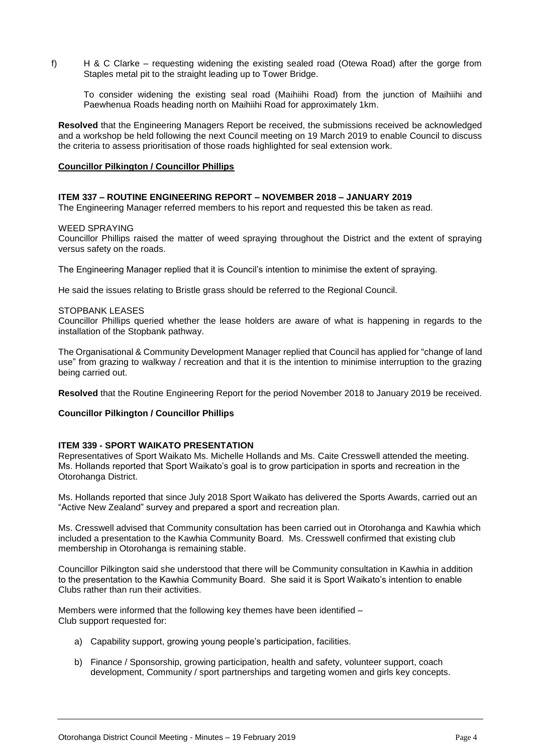f) H & C Clarke – requesting widening the existing sealed road (Otewa Road) after the gorge from Staples metal pit to the straight leading up to Tower Bridge.

   To consider widening the existing seal road (Maihiihi Road) from the junction of Maihiihi and Paewhenua Roads heading north on Maihiihi Road for approximately 1km.

**Resolved** that the Engineering Managers Report be received, the submissions received be acknowledged and a workshop be held following the next Council meeting on 19 March 2019 to enable Council to discuss the criteria to assess prioritisation of those roads highlighted for seal extension work.

**Councillor Pilkington / Councillor Phillips**

**ITEM 337 – ROUTINE ENGINEERING REPORT – NOVEMBER 2018 – JANUARY 2019**

The Engineering Manager referred members to his report and requested this be taken as read.

WEED SPRAYING

Councillor Phillips raised the matter of weed spraying throughout the District and the extent of spraying versus safety on the roads.

The Engineering Manager replied that it is Council's intention to minimise the extent of spraying.

He said the issues relating to Bristle grass should be referred to the Regional Council.

STOPBANK LEASES

Councillor Phillips queried whether the lease holders are aware of what is happening in regards to the installation of the Stopbank pathway.

The Organisational & Community Development Manager replied that Council has applied for "change of land use" from grazing to walkway / recreation and that it is the intention to minimise interruption to the grazing being carried out.

**Resolved** that the Routine Engineering Report for the period November 2018 to January 2019 be received.

**Councillor Pilkington / Councillor Phillips**

**ITEM 339 - SPORT WAIKATO PRESENTATION**

Representatives of Sport Waikato Ms. Michelle Hollands and Ms. Caite Cresswell attended the meeting. Ms. Hollands reported that Sport Waikato's goal is to grow participation in sports and recreation in the Otorohanga District.

Ms. Hollands reported that since July 2018 Sport Waikato has delivered the Sports Awards, carried out an "Active New Zealand" survey and prepared a sport and recreation plan.

Ms. Cresswell advised that Community consultation has been carried out in Otorohanga and Kawhia which included a presentation to the Kawhia Community Board. Ms. Cresswell confirmed that existing club membership in Otorohanga is remaining stable.

Councillor Pilkington said she understood that there will be Community consultation in Kawhia in addition to the presentation to the Kawhia Community Board. She said it is Sport Waikato's intention to enable Clubs rather than run their activities.

Members were informed that the following key themes have been identified –
Club support requested for:

a) Capability support, growing young people's participation, facilities.

b) Finance / Sponsorship, growing participation, health and safety, volunteer support, coach development, Community / sport partnerships and targeting women and girls key concepts.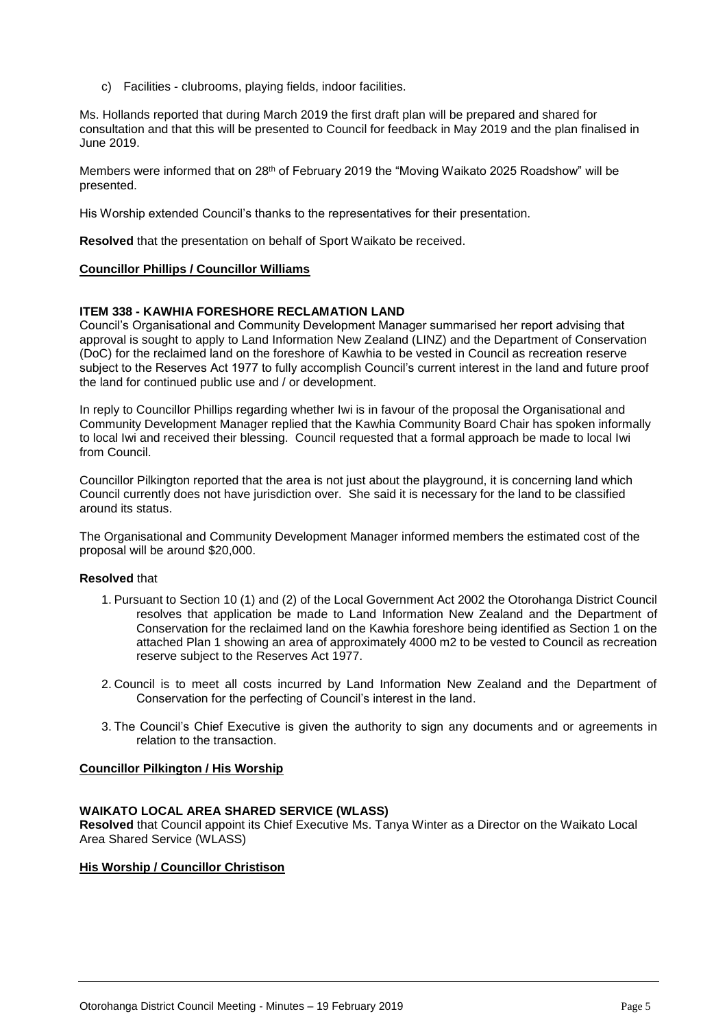c) Facilities - clubrooms, playing fields, indoor facilities.

Ms. Hollands reported that during March 2019 the first draft plan will be prepared and shared for consultation and that this will be presented to Council for feedback in May 2019 and the plan finalised in June 2019.

Members were informed that on 28th of February 2019 the "Moving Waikato 2025 Roadshow" will be presented.

His Worship extended Council's thanks to the representatives for their presentation.

**Resolved** that the presentation on behalf of Sport Waikato be received.

**Councillor Phillips / Councillor Williams**

**ITEM 338 - KAWHIA FORESHORE RECLAMATION LAND**

Council's Organisational and Community Development Manager summarised her report advising that approval is sought to apply to Land Information New Zealand (LINZ) and the Department of Conservation (DoC) for the reclaimed land on the foreshore of Kawhia to be vested in Council as recreation reserve subject to the Reserves Act 1977 to fully accomplish Council's current interest in the land and future proof the land for continued public use and / or development.

In reply to Councillor Phillips regarding whether Iwi is in favour of the proposal the Organisational and Community Development Manager replied that the Kawhia Community Board Chair has spoken informally to local Iwi and received their blessing. Council requested that a formal approach be made to local Iwi from Council.

Councillor Pilkington reported that the area is not just about the playground, it is concerning land which Council currently does not have jurisdiction over. She said it is necessary for the land to be classified around its status.

The Organisational and Community Development Manager informed members the estimated cost of the proposal will be around $20,000.

**Resolved** that

1. Pursuant to Section 10 (1) and (2) of the Local Government Act 2002 the Otorohanga District Council resolves that application be made to Land Information New Zealand and the Department of Conservation for the reclaimed land on the Kawhia foreshore being identified as Section 1 on the attached Plan 1 showing an area of approximately 4000 m2 to be vested to Council as recreation reserve subject to the Reserves Act 1977.
2. Council is to meet all costs incurred by Land Information New Zealand and the Department of Conservation for the perfecting of Council's interest in the land.
3. The Council's Chief Executive is given the authority to sign any documents and or agreements in relation to the transaction.

**Councillor Pilkington / His Worship**

**WAIKATO LOCAL AREA SHARED SERVICE (WLASS)**

**Resolved** that Council appoint its Chief Executive Ms. Tanya Winter as a Director on the Waikato Local Area Shared Service (WLASS)

**His Worship / Councillor Christison**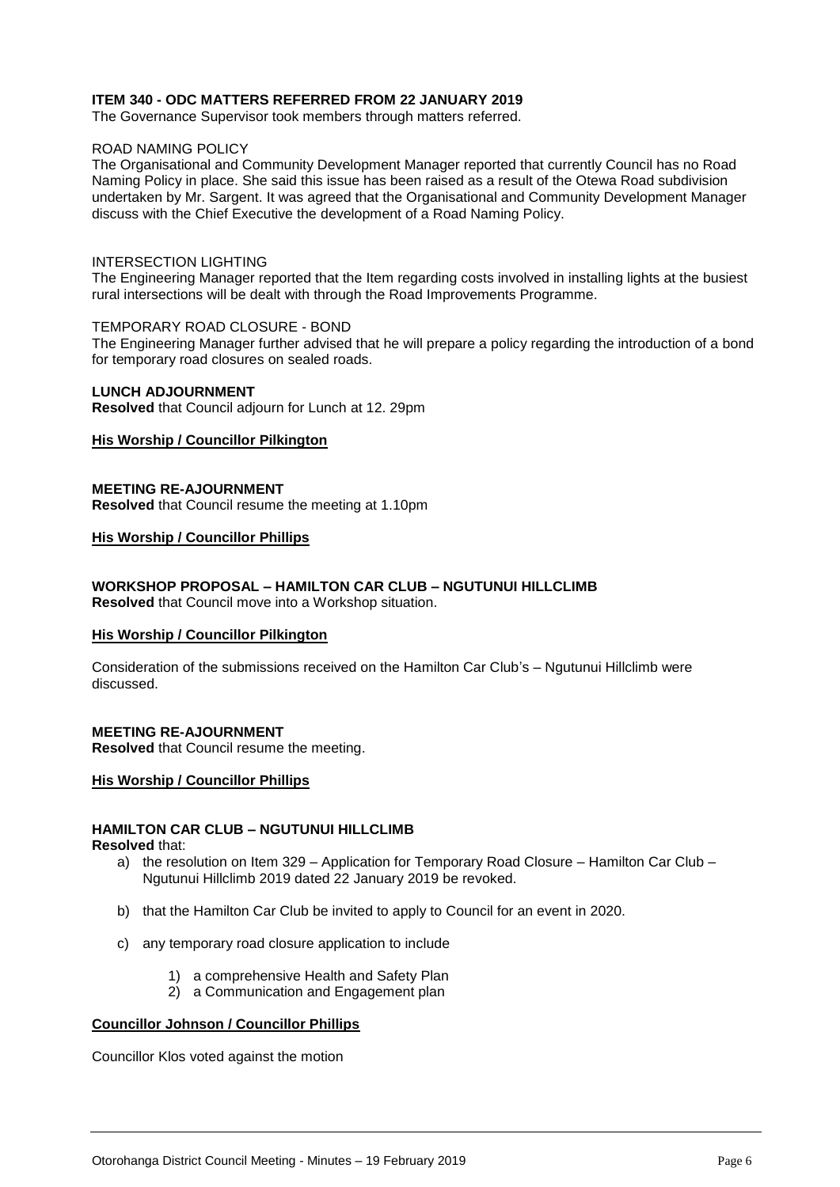**ITEM 340 - ODC MATTERS REFERRED FROM 22 JANUARY 2019**

The Governance Supervisor took members through matters referred.

ROAD NAMING POLICY

The Organisational and Community Development Manager reported that currently Council has no Road Naming Policy in place. She said this issue has been raised as a result of the Otewa Road subdivision undertaken by Mr. Sargent. It was agreed that the Organisational and Community Development Manager discuss with the Chief Executive the development of a Road Naming Policy.

INTERSECTION LIGHTING

The Engineering Manager reported that the Item regarding costs involved in installing lights at the busiest rural intersections will be dealt with through the Road Improvements Programme.

TEMPORARY ROAD CLOSURE - BOND

The Engineering Manager further advised that he will prepare a policy regarding the introduction of a bond for temporary road closures on sealed roads.

**LUNCH ADJOURNMENT**

**Resolved** that Council adjourn for Lunch at 12. 29pm

**His Worship / Councillor Pilkington**

**MEETING RE-AJOURNMENT**

**Resolved** that Council resume the meeting at 1.10pm

**His Worship / Councillor Phillips**

**WORKSHOP PROPOSAL – HAMILTON CAR CLUB – NGUTUNUI HILLCLIMB**

**Resolved** that Council move into a Workshop situation.

**His Worship / Councillor Pilkington**

Consideration of the submissions received on the Hamilton Car Club's – Ngutunui Hillclimb were discussed.

**MEETING RE-AJOURNMENT**

**Resolved** that Council resume the meeting.

**His Worship / Councillor Phillips**

**HAMILTON CAR CLUB – NGUTUNUI HILLCLIMB**

**Resolved** that:

a) the resolution on Item 329 – Application for Temporary Road Closure – Hamilton Car Club – Ngutunui Hillclimb 2019 dated 22 January 2019 be revoked.

b) that the Hamilton Car Club be invited to apply to Council for an event in 2020.

c) any temporary road closure application to include

   1) a comprehensive Health and Safety Plan
   2) a Communication and Engagement plan

**Councillor Johnson / Councillor Phillips**

Councillor Klos voted against the motion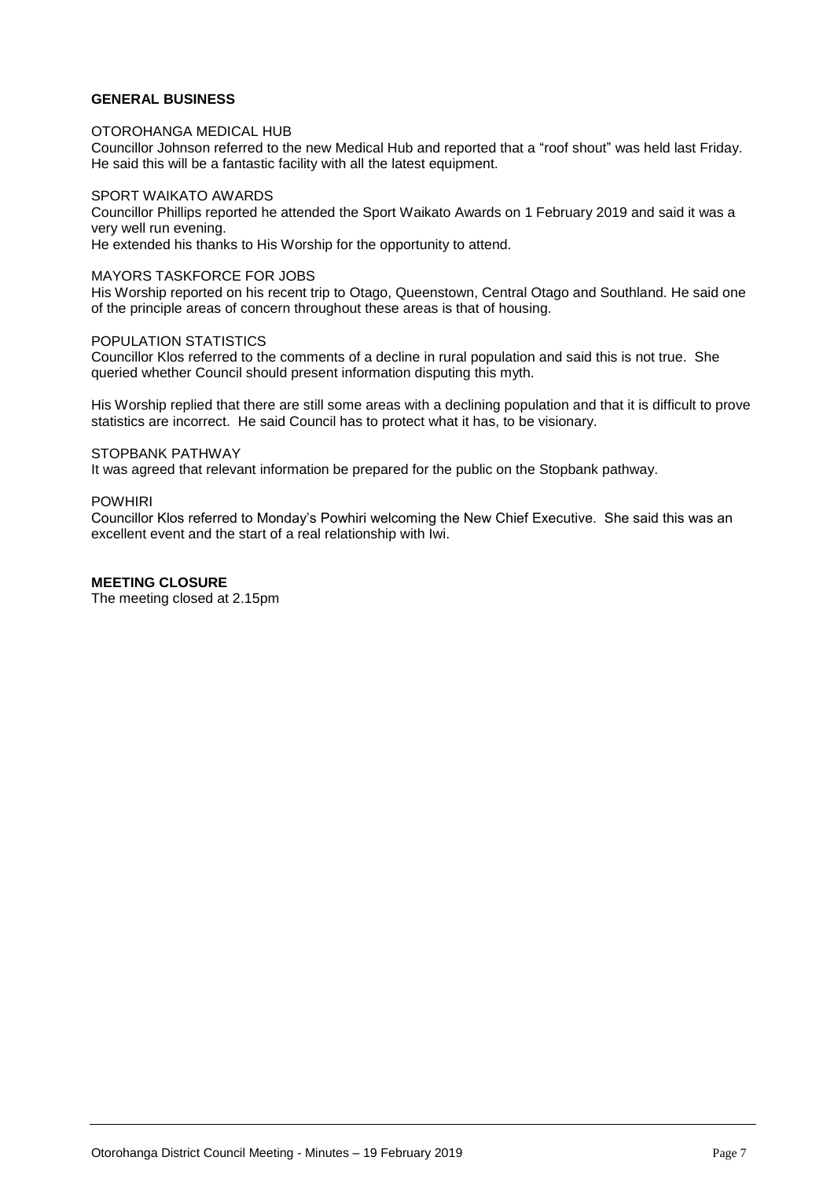**GENERAL BUSINESS**

OTOROHANGA MEDICAL HUB

Councillor Johnson referred to the new Medical Hub and reported that a "roof shout" was held last Friday. He said this will be a fantastic facility with all the latest equipment.

SPORT WAIKATO AWARDS

Councillor Phillips reported he attended the Sport Waikato Awards on 1 February 2019 and said it was a very well run evening.

He extended his thanks to His Worship for the opportunity to attend.

MAYORS TASKFORCE FOR JOBS

His Worship reported on his recent trip to Otago, Queenstown, Central Otago and Southland. He said one of the principle areas of concern throughout these areas is that of housing.

POPULATION STATISTICS

Councillor Klos referred to the comments of a decline in rural population and said this is not true. She queried whether Council should present information disputing this myth.

His Worship replied that there are still some areas with a declining population and that it is difficult to prove statistics are incorrect. He said Council has to protect what it has, to be visionary.

STOPBANK PATHWAY

It was agreed that relevant information be prepared for the public on the Stopbank pathway.

POWHIRI

Councillor Klos referred to Monday's Powhiri welcoming the New Chief Executive. She said this was an excellent event and the start of a real relationship with Iwi.

**MEETING CLOSURE**

The meeting closed at 2.15pm